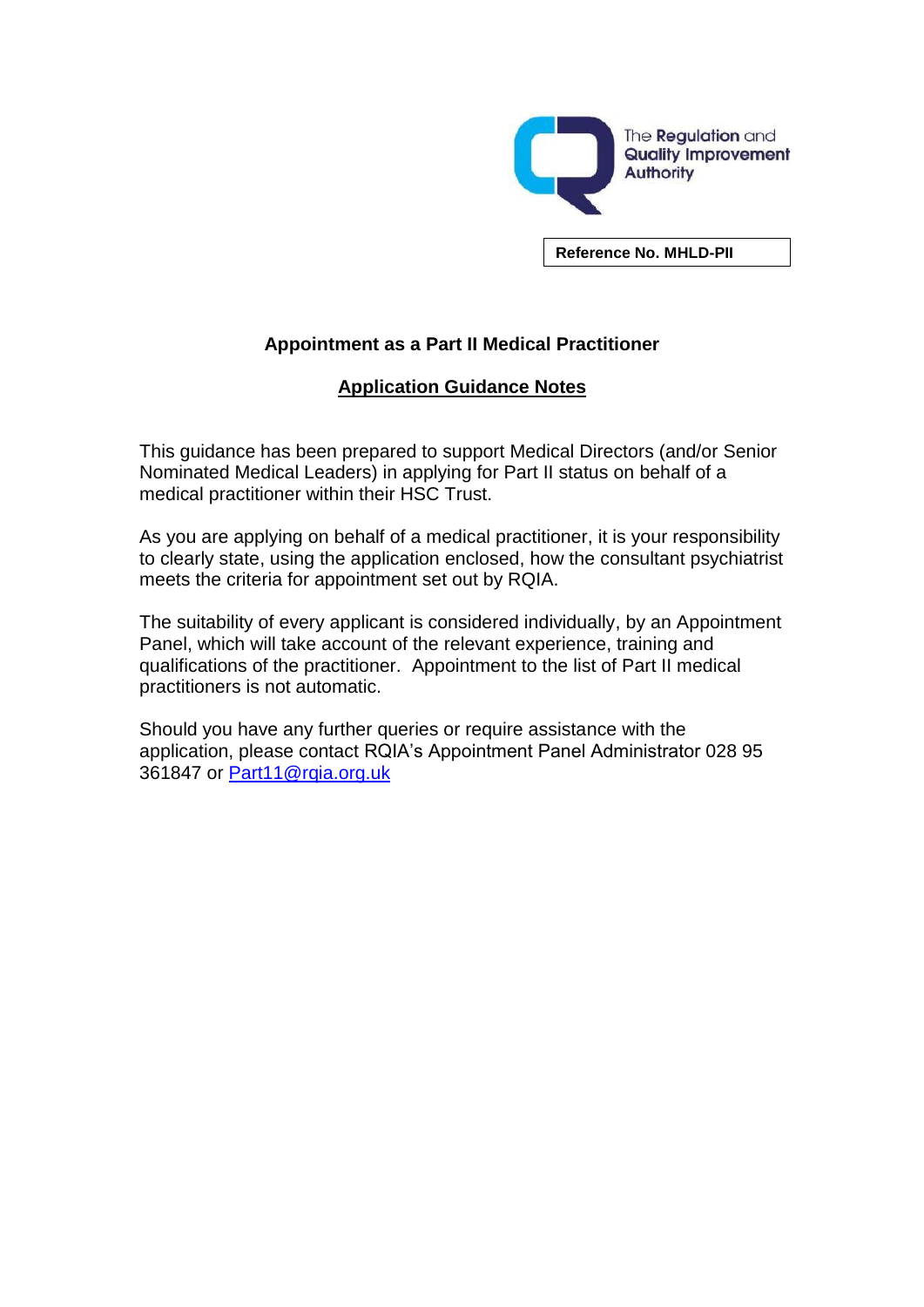The Regulation and Quality Improvement Authority

**Reference No. MHLD-PII**

## Appointment as a Part II Medical Practitioner

## Application Guidance Notes

This guidance has been prepared to support Medical Directors (and/or Senior Nominated Medical Leaders) in applying for Part II status on behalf of a medical practitioner within their HSC Trust.

As you are applying on behalf of a medical practitioner, it is your responsibility to clearly state, using the application enclosed, how the consultant psychiatrist meets the criteria for appointment set out by RQIA.

The suitability of every applicant is considered individually, by an Appointment Panel, which will take account of the relevant experience, training and qualifications of the practitioner. Appointment to the list of Part II medical practitioners is not automatic.

Should you have any further queries or require assistance with the application, please contact RQIA's Appointment Panel Administrator 028 95 361847 or Part11@rqia.org.uk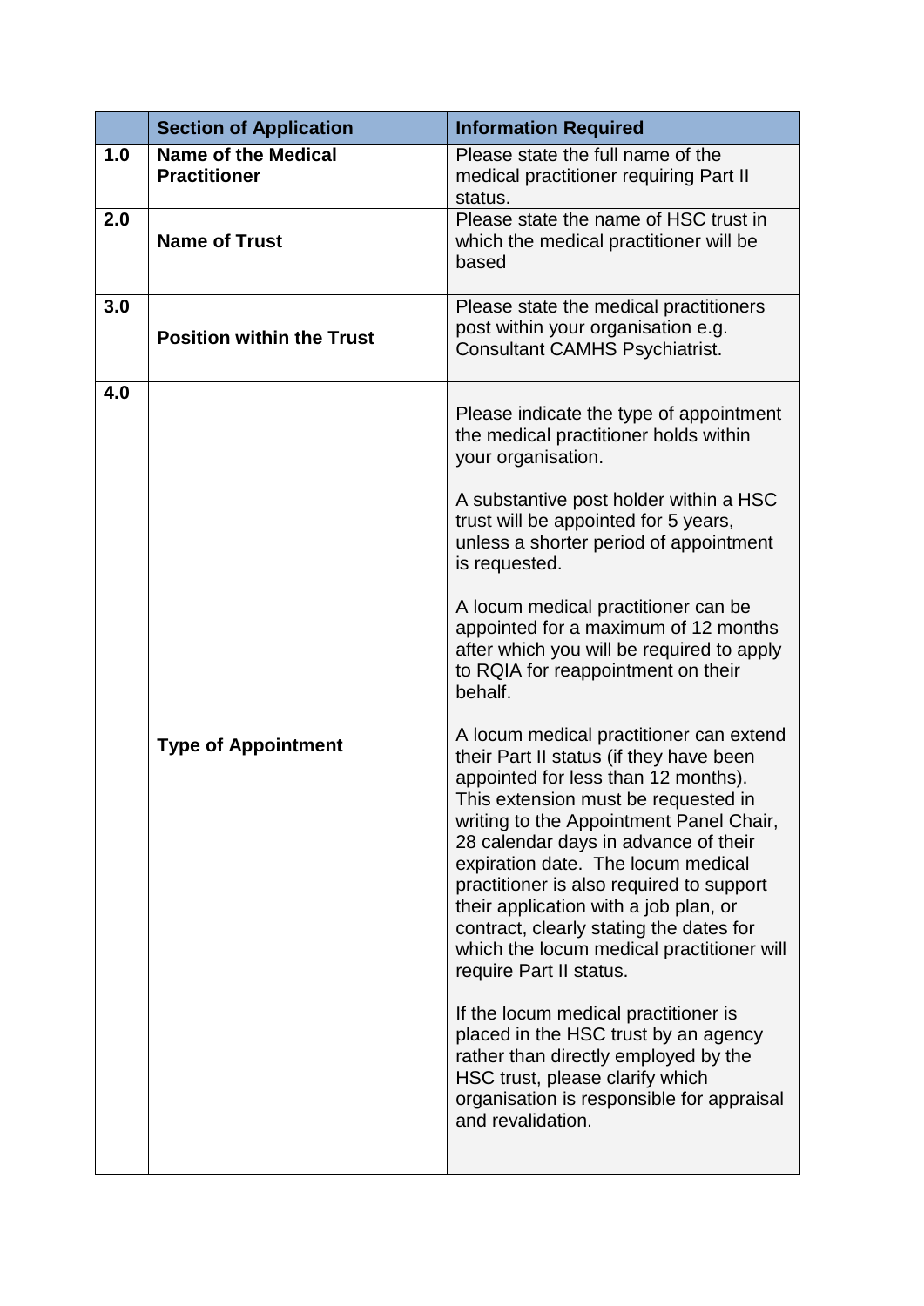| | Section of Application | Information Required |
|---|---|---|
| **1.0** | **Name of the Medical Practitioner** | Please state the full name of the medical practitioner requiring Part II status. |
| **2.0** | **Name of Trust** | Please state the name of HSC trust in which the medical practitioner will be based |
| **3.0** | **Position within the Trust** | Please state the medical practitioners post within your organisation e.g. Consultant CAMHS Psychiatrist. |
| **4.0** | **Type of Appointment** | Please indicate the type of appointment the medical practitioner holds within your organisation.<br><br>A substantive post holder within a HSC trust will be appointed for 5 years, unless a shorter period of appointment is requested.<br><br>A locum medical practitioner can be appointed for a maximum of 12 months after which you will be required to apply to RQIA for reappointment on their behalf.<br><br>A locum medical practitioner can extend their Part II status (if they have been appointed for less than 12 months). This extension must be requested in writing to the Appointment Panel Chair, 28 calendar days in advance of their expiration date. The locum medical practitioner is also required to support their application with a job plan, or contract, clearly stating the dates for which the locum medical practitioner will require Part II status.<br><br>If the locum medical practitioner is placed in the HSC trust by an agency rather than directly employed by the HSC trust, please clarify which organisation is responsible for appraisal and revalidation. |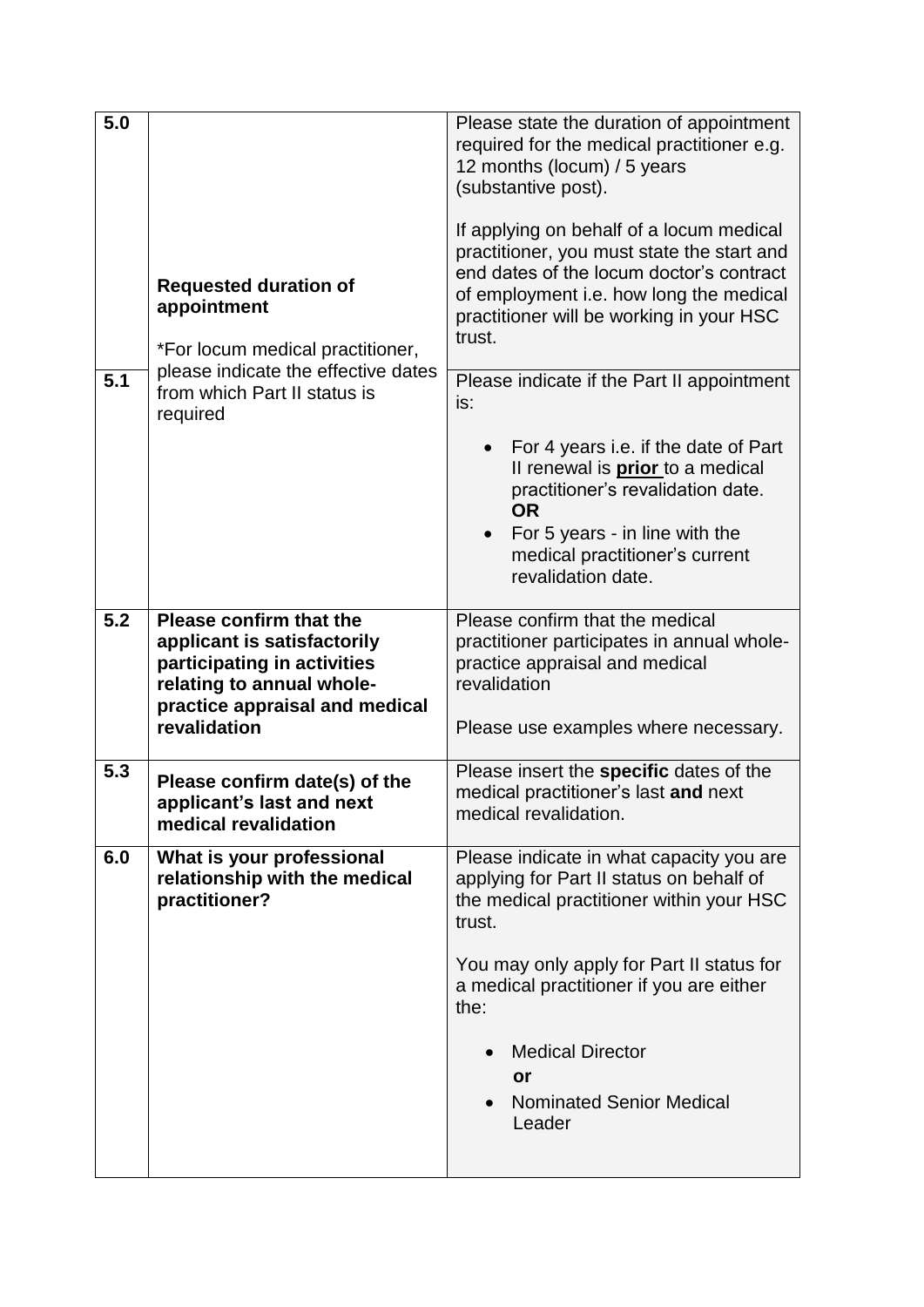| | | |
|---|---|---|
| **5.0** | **Requested duration of appointment**<br><br>*For locum medical practitioner, please indicate the effective dates from which Part II status is required | Please state the duration of appointment required for the medical practitioner e.g. 12 months (locum) / 5 years (substantive post).<br><br>If applying on behalf of a locum medical practitioner, you must state the start and end dates of the locum doctor's contract of employment i.e. how long the medical practitioner will be working in your HSC trust. |
| **5.1** | | Please indicate if the Part II appointment is:<br><br>• For 4 years i.e. if the date of Part II renewal is **prior** to a medical practitioner's revalidation date. **OR**<br>• For 5 years - in line with the medical practitioner's current revalidation date. |
| **5.2** | **Please confirm that the applicant is satisfactorily participating in activities relating to annual whole-practice appraisal and medical revalidation** | Please confirm that the medical practitioner participates in annual whole-practice appraisal and medical revalidation<br><br>Please use examples where necessary. |
| **5.3** | **Please confirm date(s) of the applicant's last and next medical revalidation** | Please insert the **specific** dates of the medical practitioner's last **and** next medical revalidation. |
| **6.0** | **What is your professional relationship with the medical practitioner?** | Please indicate in what capacity you are applying for Part II status on behalf of the medical practitioner within your HSC trust.<br><br>You may only apply for Part II status for a medical practitioner if you are either the:<br><br>• Medical Director<br>**or**<br>• Nominated Senior Medical Leader |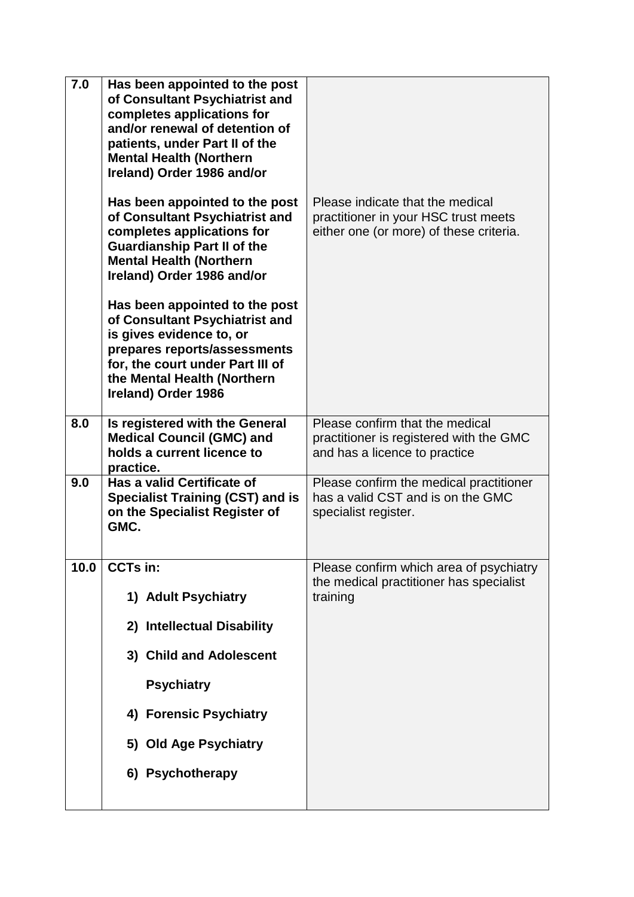| | | |
|---|---|---|
| **7.0** | **Has been appointed to the post of Consultant Psychiatrist and completes applications for and/or renewal of detention of patients, under Part II of the Mental Health (Northern Ireland) Order 1986 and/or**<br><br>**Has been appointed to the post of Consultant Psychiatrist and completes applications for Guardianship Part II of the Mental Health (Northern Ireland) Order 1986 and/or**<br><br>**Has been appointed to the post of Consultant Psychiatrist and is gives evidence to, or prepares reports/assessments for, the court under Part III of the Mental Health (Northern Ireland) Order 1986** | Please indicate that the medical practitioner in your HSC trust meets either one (or more) of these criteria. |
| **8.0** | **Is registered with the General Medical Council (GMC) and holds a current licence to practice.** | Please confirm that the medical practitioner is registered with the GMC and has a licence to practice |
| **9.0** | **Has a valid Certificate of Specialist Training (CST) and is on the Specialist Register of GMC.** | Please confirm the medical practitioner has a valid CST and is on the GMC specialist register. |
| **10.0** | **CCTs in:**<br><br>**1) Adult Psychiatry**<br>**2) Intellectual Disability**<br>**3) Child and Adolescent Psychiatry**<br>**4) Forensic Psychiatry**<br>**5) Old Age Psychiatry**<br>**6) Psychotherapy** | Please confirm which area of psychiatry the medical practitioner has specialist training |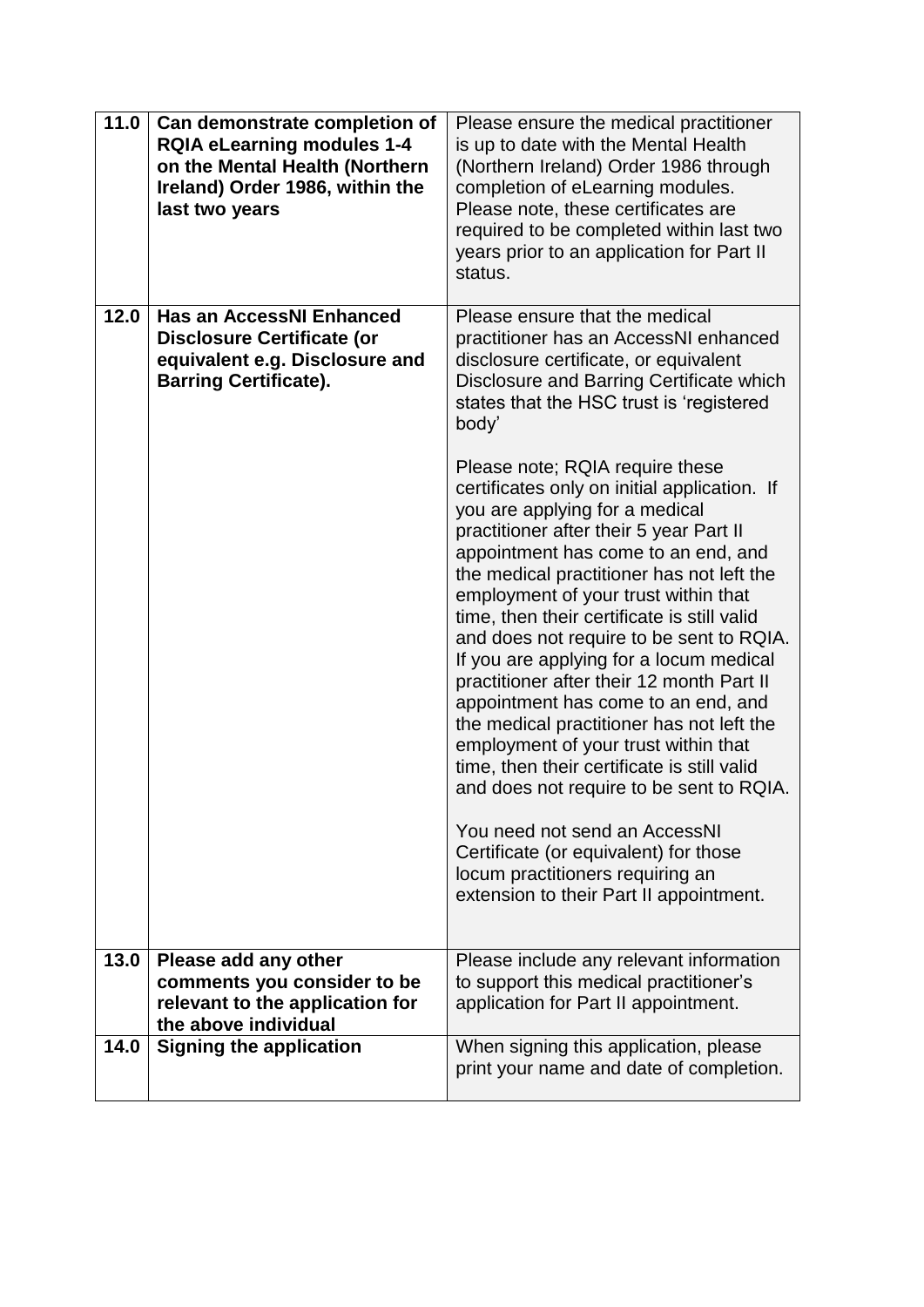| | | |
|---|---|---|
| **11.0** | **Can demonstrate completion of RQIA eLearning modules 1-4 on the Mental Health (Northern Ireland) Order 1986, within the last two years** | Please ensure the medical practitioner is up to date with the Mental Health (Northern Ireland) Order 1986 through completion of eLearning modules. Please note, these certificates are required to be completed within last two years prior to an application for Part II status. |
| **12.0** | **Has an AccessNI Enhanced Disclosure Certificate (or equivalent e.g. Disclosure and Barring Certificate).** | Please ensure that the medical practitioner has an AccessNI enhanced disclosure certificate, or equivalent Disclosure and Barring Certificate which states that the HSC trust is 'registered body'<br><br>Please note; RQIA require these certificates only on initial application. If you are applying for a medical practitioner after their 5 year Part II appointment has come to an end, and the medical practitioner has not left the employment of your trust within that time, then their certificate is still valid and does not require to be sent to RQIA. If you are applying for a locum medical practitioner after their 12 month Part II appointment has come to an end, and the medical practitioner has not left the employment of your trust within that time, then their certificate is still valid and does not require to be sent to RQIA.<br><br>You need not send an AccessNI Certificate (or equivalent) for those locum practitioners requiring an extension to their Part II appointment. |
| **13.0** | **Please add any other comments you consider to be relevant to the application for the above individual** | Please include any relevant information to support this medical practitioner's application for Part II appointment. |
| **14.0** | **Signing the application** | When signing this application, please print your name and date of completion. |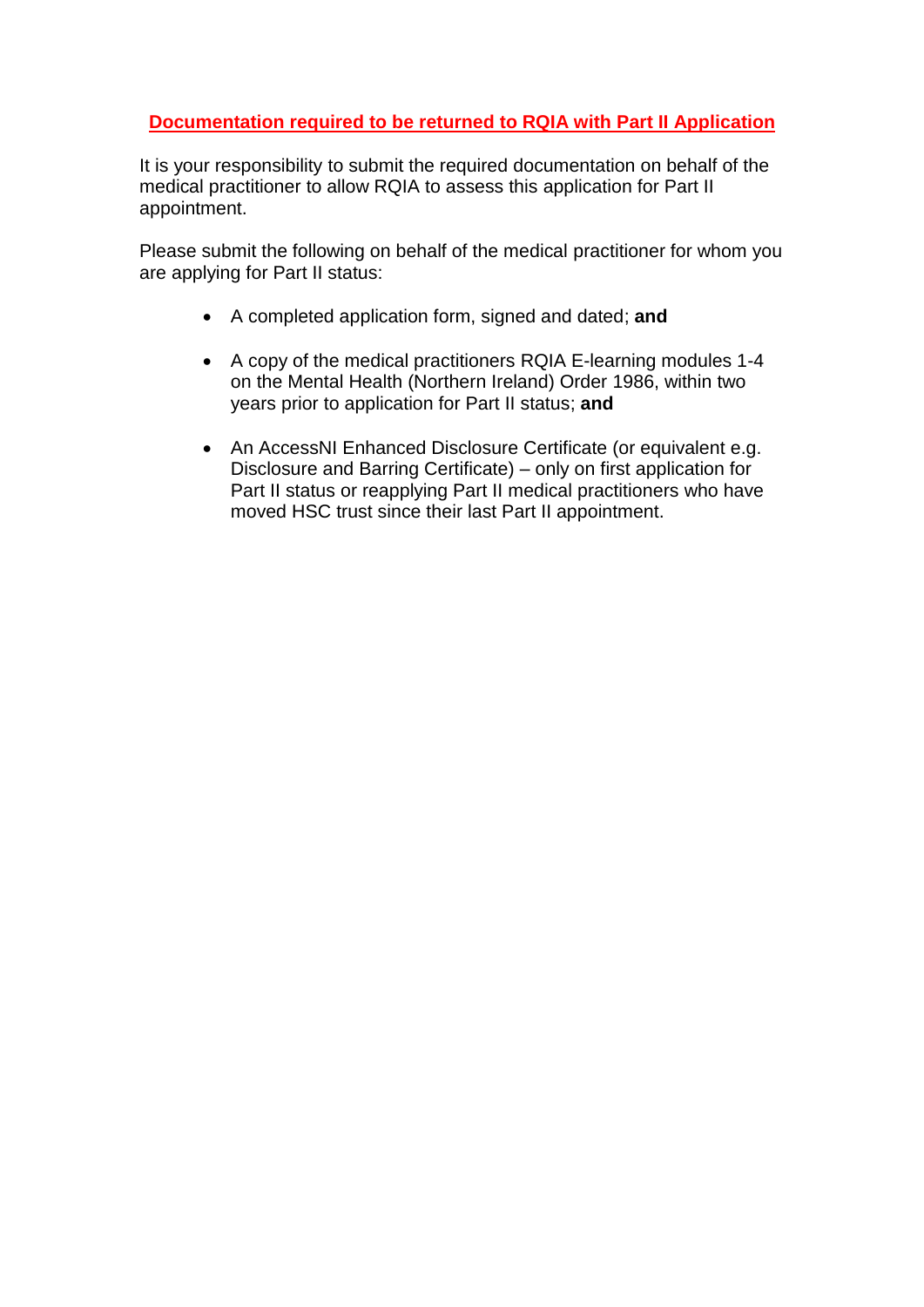## Documentation required to be returned to RQIA with Part II Application

It is your responsibility to submit the required documentation on behalf of the medical practitioner to allow RQIA to assess this application for Part II appointment.

Please submit the following on behalf of the medical practitioner for whom you are applying for Part II status:

- A completed application form, signed and dated; **and**
- A copy of the medical practitioners RQIA E-learning modules 1-4 on the Mental Health (Northern Ireland) Order 1986, within two years prior to application for Part II status; **and**
- An AccessNI Enhanced Disclosure Certificate (or equivalent e.g. Disclosure and Barring Certificate) – only on first application for Part II status or reapplying Part II medical practitioners who have moved HSC trust since their last Part II appointment.